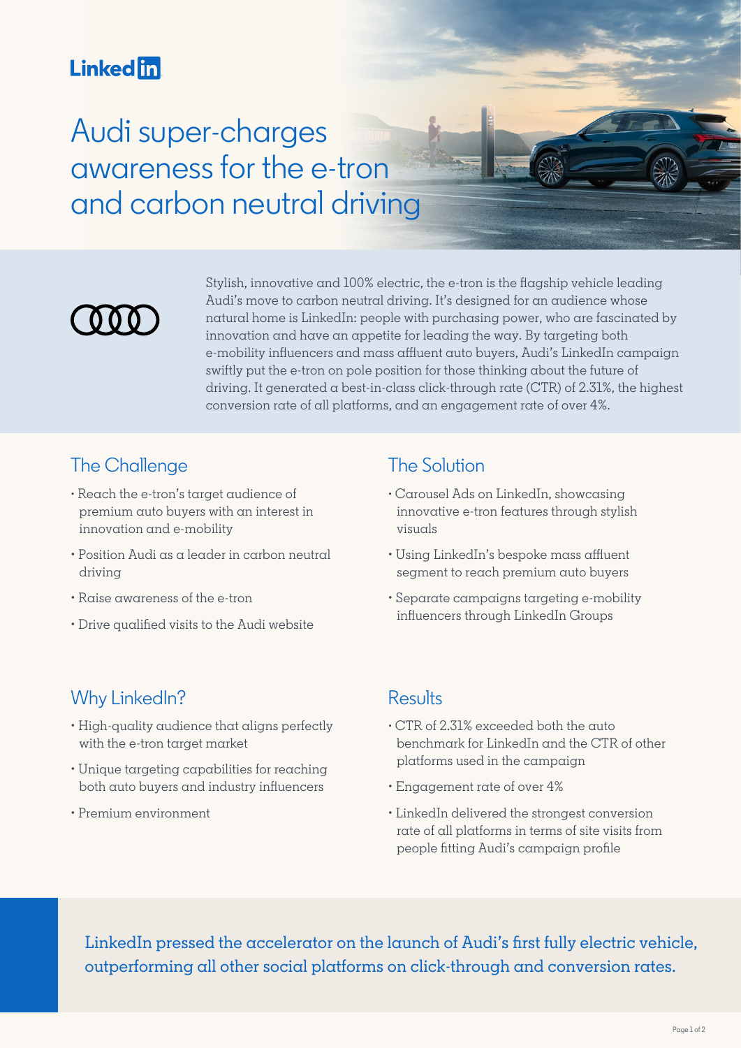LinkedIn

# Audi super-charges awareness for the e-tron and carbon neutral driving

Stylish, innovative and 100% electric, the e-tron is the flagship vehicle leading Audi's move to carbon neutral driving. It's designed for an audience whose natural home is LinkedIn: people with purchasing power, who are fascinated by innovation and have an appetite for leading the way. By targeting both e-mobility influencers and mass affluent auto buyers, Audi's LinkedIn campaign swiftly put the e-tron on pole position for those thinking about the future of driving. It generated a best-in-class click-through rate (CTR) of 2.31%, the highest conversion rate of all platforms, and an engagement rate of over 4%.

## The Challenge

- Reach the e-tron's target audience of premium auto buyers with an interest in innovation and e-mobility
- Position Audi as a leader in carbon neutral driving
- Raise awareness of the e-tron
- Drive qualified visits to the Audi website

## The Solution

- Carousel Ads on LinkedIn, showcasing innovative e-tron features through stylish visuals
- Using LinkedIn's bespoke mass affluent segment to reach premium auto buyers
- Separate campaigns targeting e-mobility influencers through LinkedIn Groups

## Why LinkedIn?

- High-quality audience that aligns perfectly with the e-tron target market
- Unique targeting capabilities for reaching both auto buyers and industry influencers
- Premium environment

## Results

- CTR of 2.31% exceeded both the auto benchmark for LinkedIn and the CTR of other platforms used in the campaign
- Engagement rate of over 4%
- LinkedIn delivered the strongest conversion rate of all platforms in terms of site visits from people fitting Audi's campaign profile

**LinkedIn pressed the accelerator on the launch of Audi's first fully electric vehicle, outperforming all other social platforms on click-through and conversion rates.**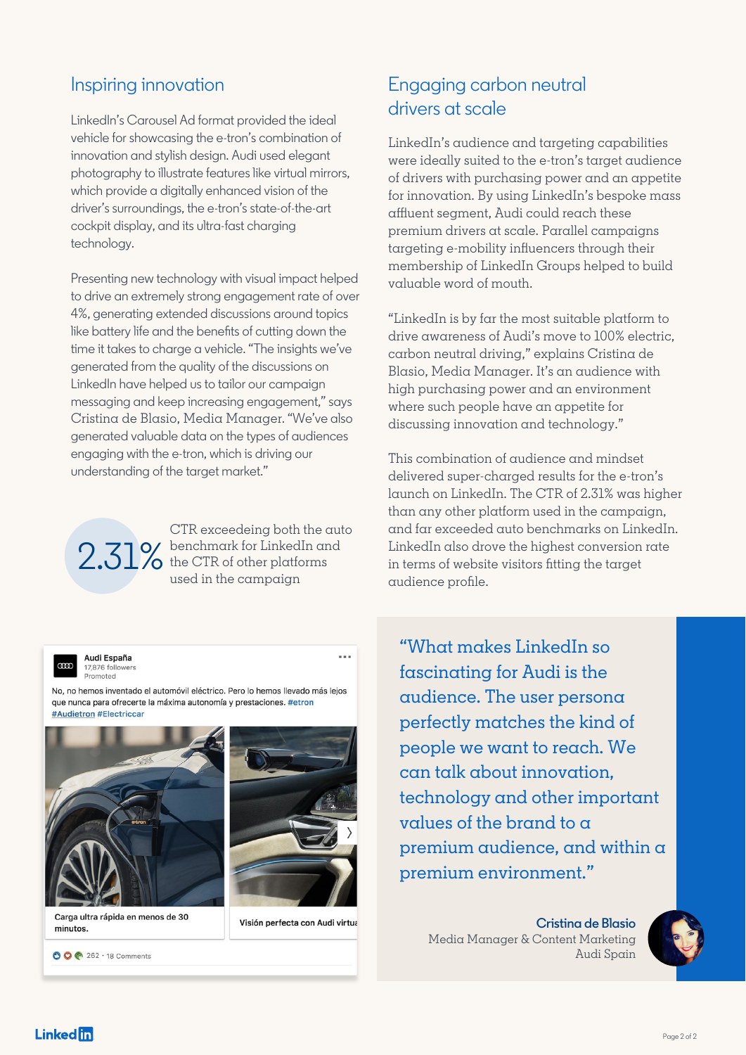## Inspiring innovation

LinkedIn's Carousel Ad format provided the ideal vehicle for showcasing the e-tron's combination of innovation and stylish design. Audi used elegant photography to illustrate features like virtual mirrors, which provide a digitally enhanced vision of the driver's surroundings, the e-tron's state-of-the-art cockpit display, and its ultra-fast charging technology.

Presenting new technology with visual impact helped to drive an extremely strong engagement rate of over 4%, generating extended discussions around topics like battery life and the benefits of cutting down the time it takes to charge a vehicle. "The insights we've generated from the quality of the discussions on LinkedIn have helped us to tailor our campaign messaging and keep increasing engagement," says Cristina de Blasio, Media Manager. "We've also generated valuable data on the types of audiences engaging with the e-tron, which is driving our understanding of the target market."

**2.31%** CTR exceedeing both the auto benchmark for LinkedIn and the CTR of other platforms used in the campaign

Audi España
17,876 followers
Promoted

No, no hemos inventado el automóvil eléctrico. Pero lo hemos llevado más lejos que nunca para ofrecerte la máxima autonomía y prestaciones. #etron #Audietron #Electriccar

Carga ultra rápida en menos de 30 minutos.

Visión perfecta con Audi virtua

262 · 18 Comments

## Engaging carbon neutral drivers at scale

LinkedIn's audience and targeting capabilities were ideally suited to the e-tron's target audience of drivers with purchasing power and an appetite for innovation. By using LinkedIn's bespoke mass affluent segment, Audi could reach these premium drivers at scale. Parallel campaigns targeting e-mobility influencers through their membership of LinkedIn Groups helped to build valuable word of mouth.

"LinkedIn is by far the most suitable platform to drive awareness of Audi's move to 100% electric, carbon neutral driving," explains Cristina de Blasio, Media Manager. It's an audience with high purchasing power and an environment where such people have an appetite for discussing innovation and technology."

This combination of audience and mindset delivered super-charged results for the e-tron's launch on LinkedIn. The CTR of 2.31% was higher than any other platform used in the campaign, and far exceeded auto benchmarks on LinkedIn. LinkedIn also drove the highest conversion rate in terms of website visitors fitting the target audience profile.

> "What makes LinkedIn so fascinating for Audi is the audience. The user persona perfectly matches the kind of people we want to reach. We can talk about innovation, technology and other important values of the brand to a premium audience, and within a premium environment."

**Cristina de Blasio**
Media Manager & Content Marketing
Audi Spain